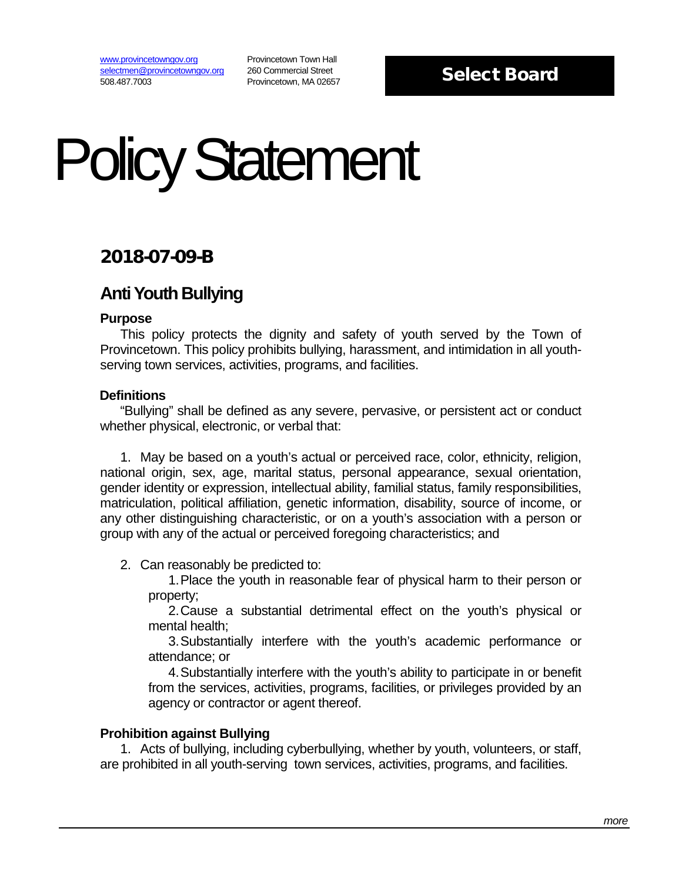www.provincetowngov.org
selectmen@provincetowngov.org
508.487.7003

Provincetown Town Hall
260 Commercial Street
Provincetown, MA 02657

**Select Board**

# Policy Statement

## 2018-07-09-B

## Anti Youth Bullying

### Purpose

This policy protects the dignity and safety of youth served by the Town of Provincetown. This policy prohibits bullying, harassment, and intimidation in all youth-serving town services, activities, programs, and facilities.

### Definitions

"Bullying" shall be defined as any severe, pervasive, or persistent act or conduct whether physical, electronic, or verbal that:

1. May be based on a youth's actual or perceived race, color, ethnicity, religion, national origin, sex, age, marital status, personal appearance, sexual orientation, gender identity or expression, intellectual ability, familial status, family responsibilities, matriculation, political affiliation, genetic information, disability, source of income, or any other distinguishing characteristic, or on a youth's association with a person or group with any of the actual or perceived foregoing characteristics; and

2. Can reasonably be predicted to:
    1. Place the youth in reasonable fear of physical harm to their person or property;
    2. Cause a substantial detrimental effect on the youth's physical or mental health;
    3. Substantially interfere with the youth's academic performance or attendance; or
    4. Substantially interfere with the youth's ability to participate in or benefit from the services, activities, programs, facilities, or privileges provided by an agency or contractor or agent thereof.

### Prohibition against Bullying

1. Acts of bullying, including cyberbullying, whether by youth, volunteers, or staff, are prohibited in all youth-serving town services, activities, programs, and facilities.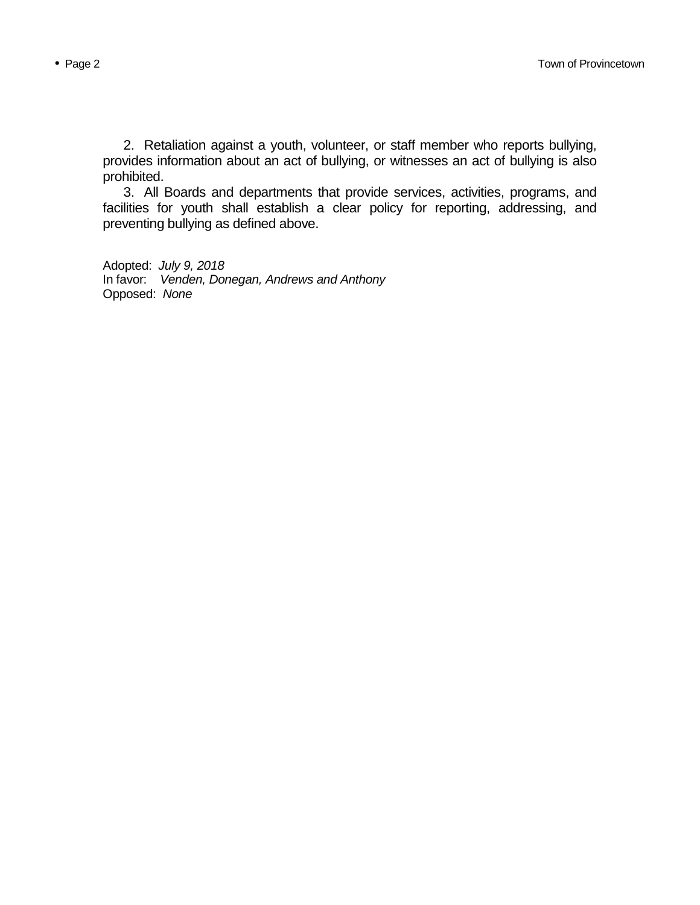2. Retaliation against a youth, volunteer, or staff member who reports bullying, provides information about an act of bullying, or witnesses an act of bullying is also prohibited.

3. All Boards and departments that provide services, activities, programs, and facilities for youth shall establish a clear policy for reporting, addressing, and preventing bullying as defined above.

Adopted: *July 9, 2018*
In favor: *Venden, Donegan, Andrews and Anthony*
Opposed: *None*